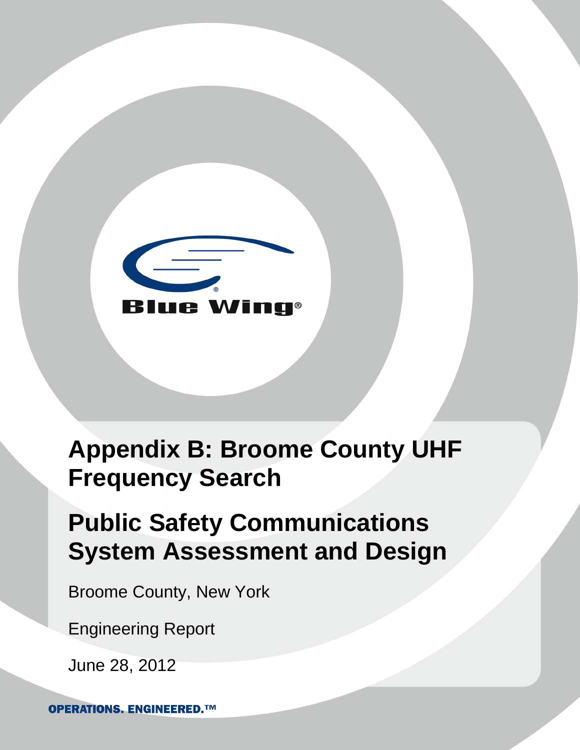Blue Wing®

# Appendix B: Broome County UHF Frequency Search

# Public Safety Communications System Assessment and Design

Broome County, New York

Engineering Report

June 28, 2012

OPERATIONS. ENGINEERED.™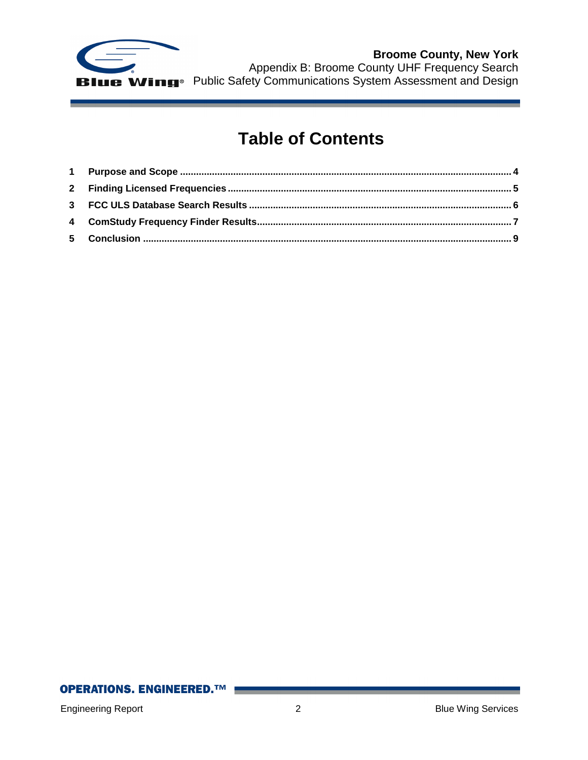# Table of Contents

1 Purpose and Scope ........................................ 4

2 Finding Licensed Frequencies ........................................ 5

3 FCC ULS Database Search Results ........................................ 6

4 ComStudy Frequency Finder Results ........................................ 7

5 Conclusion ........................................ 9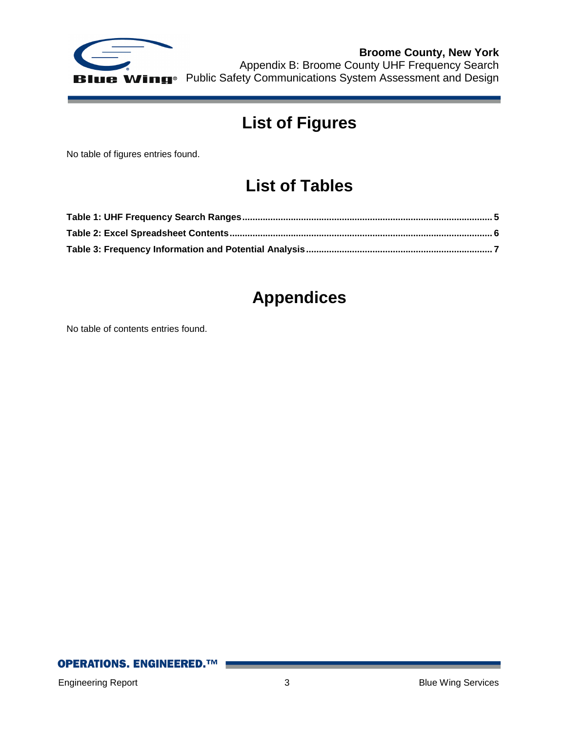# List of Figures

No table of figures entries found.

# List of Tables

**Table 1: UHF Frequency Search Ranges .......... 5**

**Table 2: Excel Spreadsheet Contents .......... 6**

**Table 3: Frequency Information and Potential Analysis .......... 7**

# Appendices

No table of contents entries found.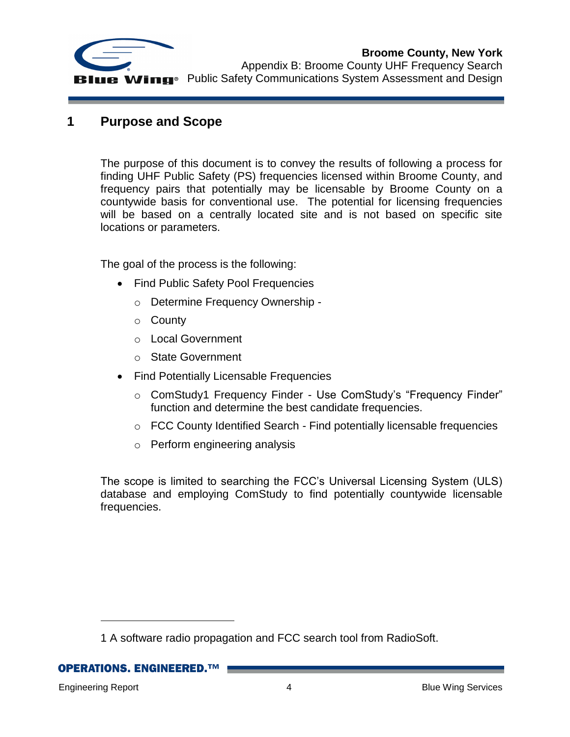## 1 Purpose and Scope

The purpose of this document is to convey the results of following a process for finding UHF Public Safety (PS) frequencies licensed within Broome County, and frequency pairs that potentially may be licensable by Broome County on a countywide basis for conventional use. The potential for licensing frequencies will be based on a centrally located site and is not based on specific site locations or parameters.

The goal of the process is the following:

- Find Public Safety Pool Frequencies
  - Determine Frequency Ownership -
  - County
  - Local Government
  - State Government
- Find Potentially Licensable Frequencies
  - ComStudy[1] Frequency Finder - Use ComStudy's "Frequency Finder" function and determine the best candidate frequencies.
  - FCC County Identified Search - Find potentially licensable frequencies
  - Perform engineering analysis

The scope is limited to searching the FCC's Universal Licensing System (ULS) database and employing ComStudy to find potentially countywide licensable frequencies.

---

1 A software radio propagation and FCC search tool from RadioSoft.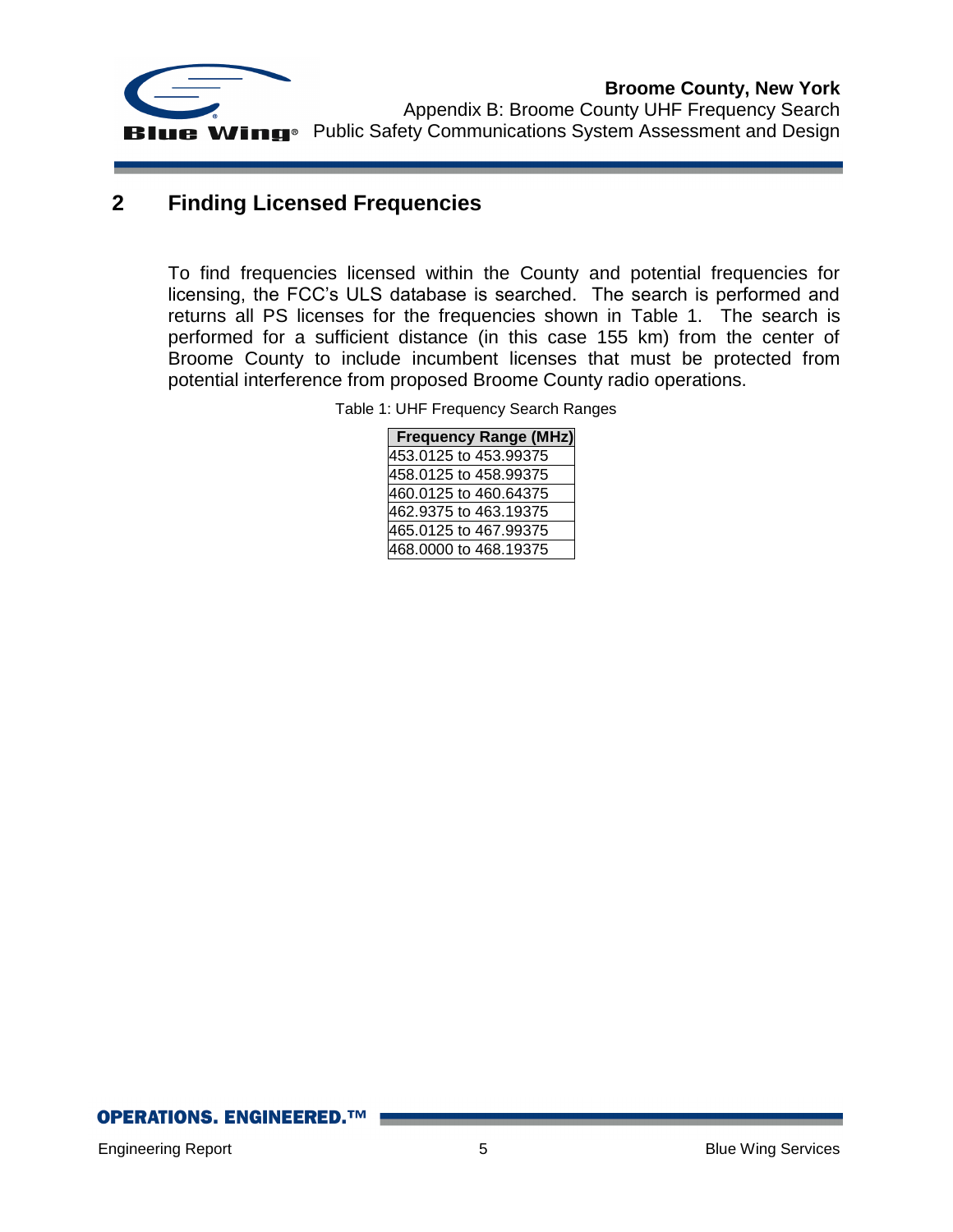## 2 Finding Licensed Frequencies

To find frequencies licensed within the County and potential frequencies for licensing, the FCC's ULS database is searched. The search is performed and returns all PS licenses for the frequencies shown in Table 1. The search is performed for a sufficient distance (in this case 155 km) from the center of Broome County to include incumbent licenses that must be protected from potential interference from proposed Broome County radio operations.

Table 1: UHF Frequency Search Ranges

| Frequency Range (MHz) |
|---|
| 453.0125 to 453.99375 |
| 458.0125 to 458.99375 |
| 460.0125 to 460.64375 |
| 462.9375 to 463.19375 |
| 465.0125 to 467.99375 |
| 468.0000 to 468.19375 |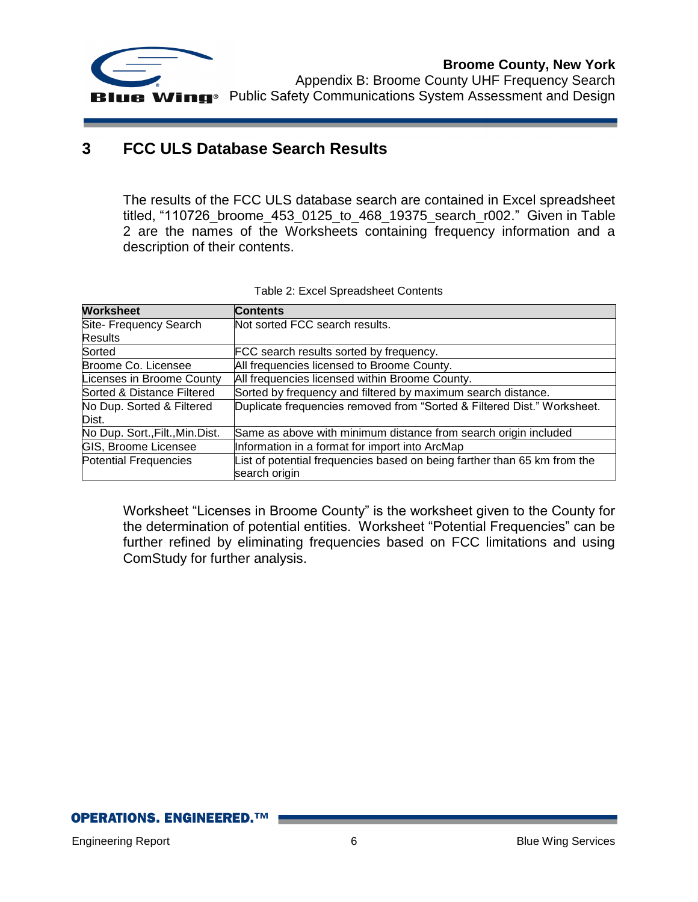## 3 FCC ULS Database Search Results

The results of the FCC ULS database search are contained in Excel spreadsheet titled, "110726_broome_453_0125_to_468_19375_search_r002." Given in Table 2 are the names of the Worksheets containing frequency information and a description of their contents.

Table 2: Excel Spreadsheet Contents

| Worksheet | Contents |
|---|---|
| Site- Frequency Search Results | Not sorted FCC search results. |
| Sorted | FCC search results sorted by frequency. |
| Broome Co. Licensee | All frequencies licensed to Broome County. |
| Licenses in Broome County | All frequencies licensed within Broome County. |
| Sorted & Distance Filtered | Sorted by frequency and filtered by maximum search distance. |
| No Dup. Sorted & Filtered Dist. | Duplicate frequencies removed from "Sorted & Filtered Dist." Worksheet. |
| No Dup. Sort.,Filt.,Min.Dist. | Same as above with minimum distance from search origin included |
| GIS, Broome Licensee | Information in a format for import into ArcMap |
| Potential Frequencies | List of potential frequencies based on being farther than 65 km from the search origin |

Worksheet "Licenses in Broome County" is the worksheet given to the County for the determination of potential entities. Worksheet "Potential Frequencies" can be further refined by eliminating frequencies based on FCC limitations and using ComStudy for further analysis.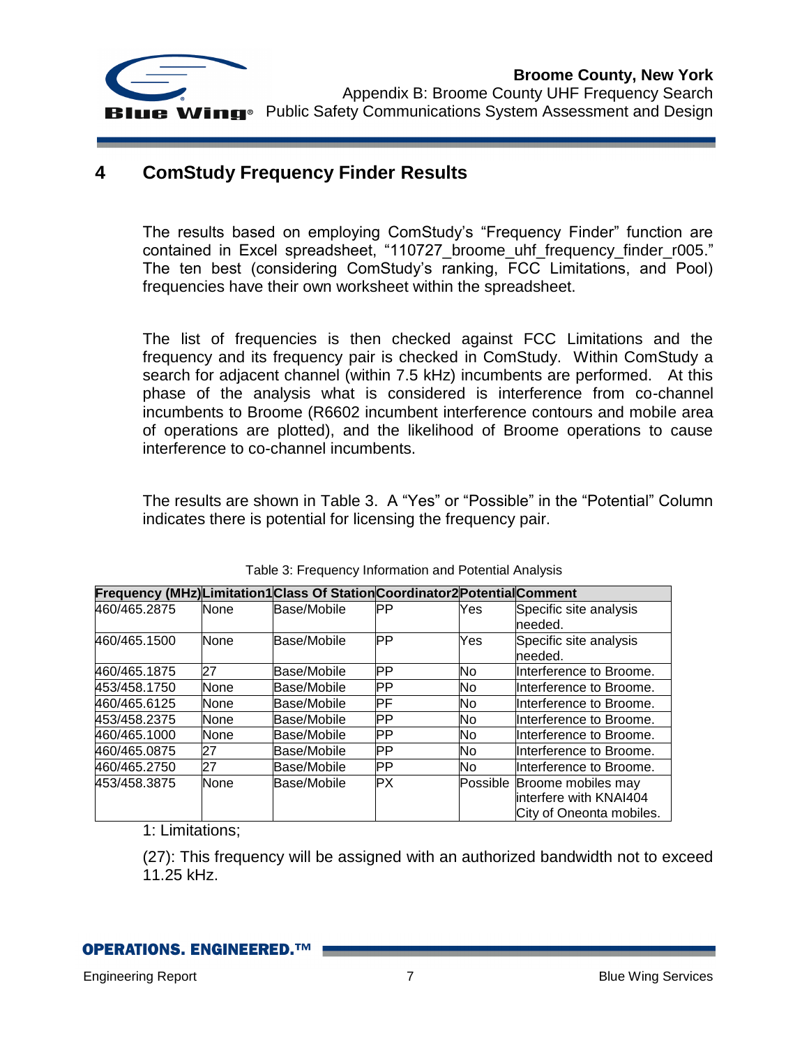# 4 ComStudy Frequency Finder Results

The results based on employing ComStudy's "Frequency Finder" function are contained in Excel spreadsheet, "110727_broome_uhf_frequency_finder_r005." The ten best (considering ComStudy's ranking, FCC Limitations, and Pool) frequencies have their own worksheet within the spreadsheet.

The list of frequencies is then checked against FCC Limitations and the frequency and its frequency pair is checked in ComStudy. Within ComStudy a search for adjacent channel (within 7.5 kHz) incumbents are performed. At this phase of the analysis what is considered is interference from co-channel incumbents to Broome (R6602 incumbent interference contours and mobile area of operations are plotted), and the likelihood of Broome operations to cause interference to co-channel incumbents.

The results are shown in Table 3. A "Yes" or "Possible" in the "Potential" Column indicates there is potential for licensing the frequency pair.

Table 3: Frequency Information and Potential Analysis

| Frequency (MHz) | Limitation1 | Class Of Station | Coordinator2 | Potential | Comment |
|---|---|---|---|---|---|
| 460/465.2875 | None | Base/Mobile | PP | Yes | Specific site analysis needed. |
| 460/465.1500 | None | Base/Mobile | PP | Yes | Specific site analysis needed. |
| 460/465.1875 | 27 | Base/Mobile | PP | No | Interference to Broome. |
| 453/458.1750 | None | Base/Mobile | PP | No | Interference to Broome. |
| 460/465.6125 | None | Base/Mobile | PF | No | Interference to Broome. |
| 453/458.2375 | None | Base/Mobile | PP | No | Interference to Broome. |
| 460/465.1000 | None | Base/Mobile | PP | No | Interference to Broome. |
| 460/465.0875 | 27 | Base/Mobile | PP | No | Interference to Broome. |
| 460/465.2750 | 27 | Base/Mobile | PP | No | Interference to Broome. |
| 453/458.3875 | None | Base/Mobile | PX | Possible | Broome mobiles may interfere with KNAI404 City of Oneonta mobiles. |

1: Limitations;

(27): This frequency will be assigned with an authorized bandwidth not to exceed 11.25 kHz.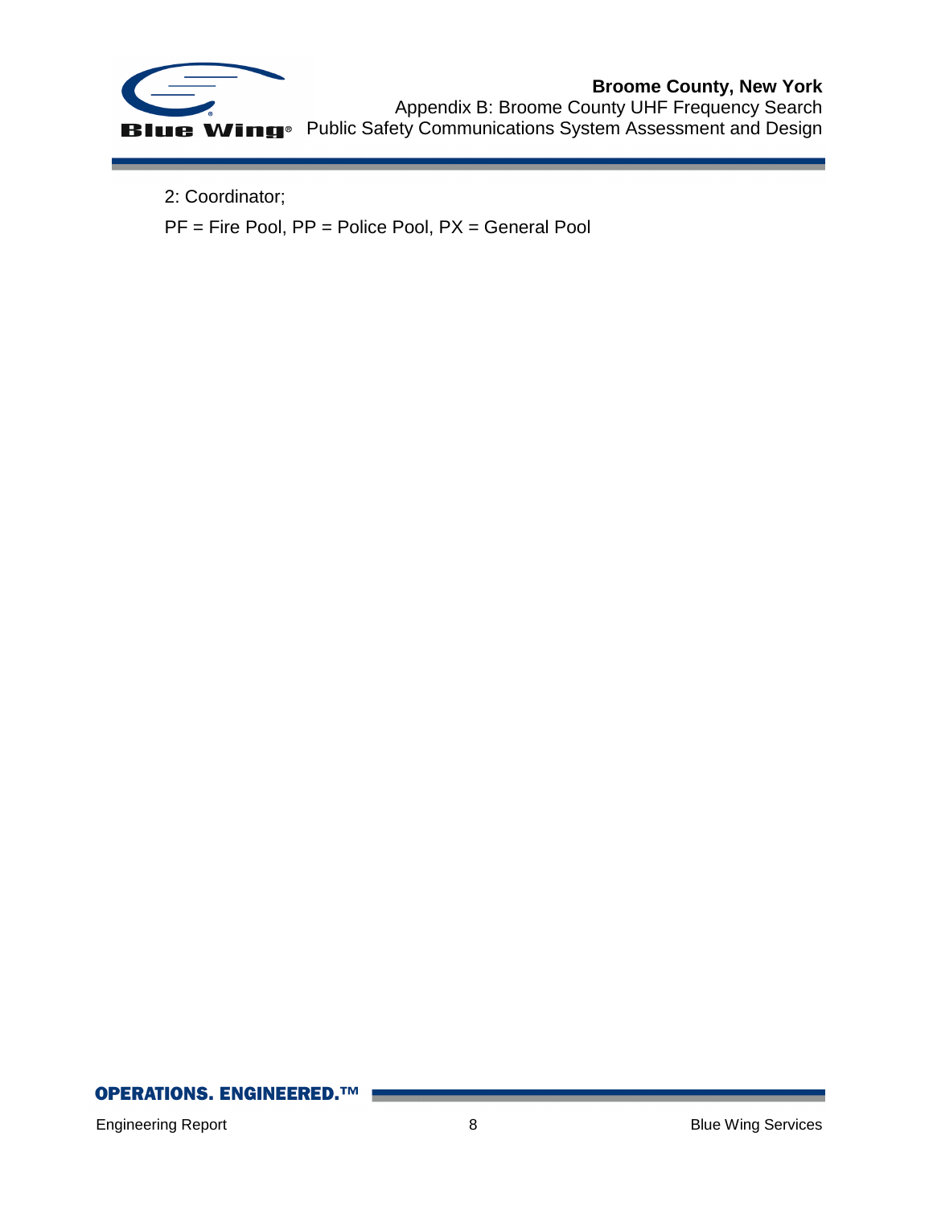2: Coordinator;

PF = Fire Pool, PP = Police Pool, PX = General Pool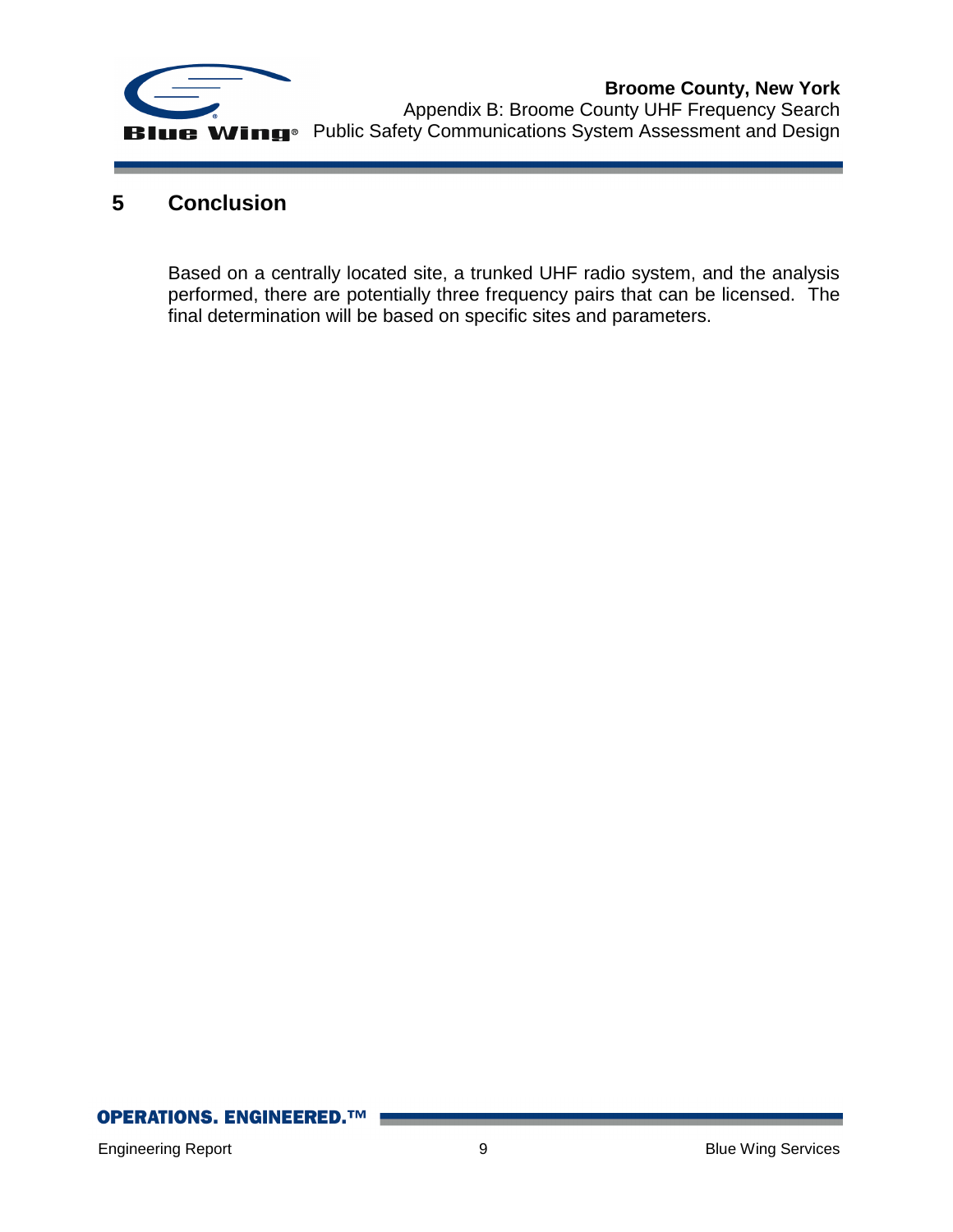# 5 Conclusion

Based on a centrally located site, a trunked UHF radio system, and the analysis performed, there are potentially three frequency pairs that can be licensed. The final determination will be based on specific sites and parameters.